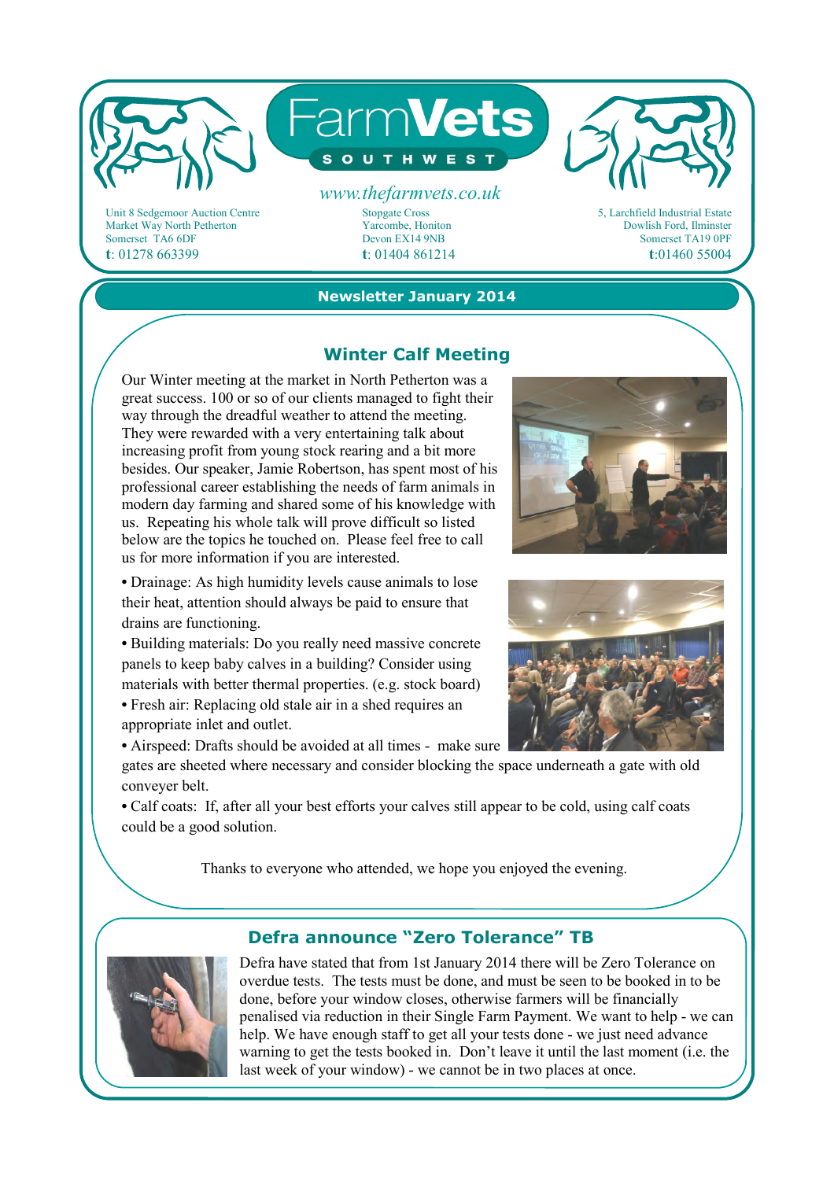# FarmVets SOUTHWEST

*www.thefarmvets.co.uk*

Unit 8 Sedgemoor Auction Centre
Market Way North Petherton
Somerset TA6 6DF
**t**: 01278 663399

Stopgate Cross
Yarcombe, Honiton
Devon EX14 9NB
**t**: 01404 861214

5, Larchfield Industrial Estate
Dowlish Ford, Ilminster
Somerset TA19 0PF
**t**:01460 55004

## Newsletter January 2014

## Winter Calf Meeting

Our Winter meeting at the market in North Petherton was a great success. 100 or so of our clients managed to fight their way through the dreadful weather to attend the meeting. They were rewarded with a very entertaining talk about increasing profit from young stock rearing and a bit more besides. Our speaker, Jamie Robertson, has spent most of his professional career establishing the needs of farm animals in modern day farming and shared some of his knowledge with us. Repeating his whole talk will prove difficult so listed below are the topics he touched on. Please feel free to call us for more information if you are interested.

- Drainage: As high humidity levels cause animals to lose their heat, attention should always be paid to ensure that drains are functioning.
- Building materials: Do you really need massive concrete panels to keep baby calves in a building? Consider using materials with better thermal properties. (e.g. stock board)
- Fresh air: Replacing old stale air in a shed requires an appropriate inlet and outlet.
- Airspeed: Drafts should be avoided at all times - make sure gates are sheeted where necessary and consider blocking the space underneath a gate with old conveyer belt.
- Calf coats: If, after all your best efforts your calves still appear to be cold, using calf coats could be a good solution.

Thanks to everyone who attended, we hope you enjoyed the evening.

## Defra announce "Zero Tolerance" TB

Defra have stated that from 1st January 2014 there will be Zero Tolerance on overdue tests. The tests must be done, and must be seen to be booked in to be done, before your window closes, otherwise farmers will be financially penalised via reduction in their Single Farm Payment. We want to help - we can help. We have enough staff to get all your tests done - we just need advance warning to get the tests booked in. Don't leave it until the last moment (i.e. the last week of your window) - we cannot be in two places at once.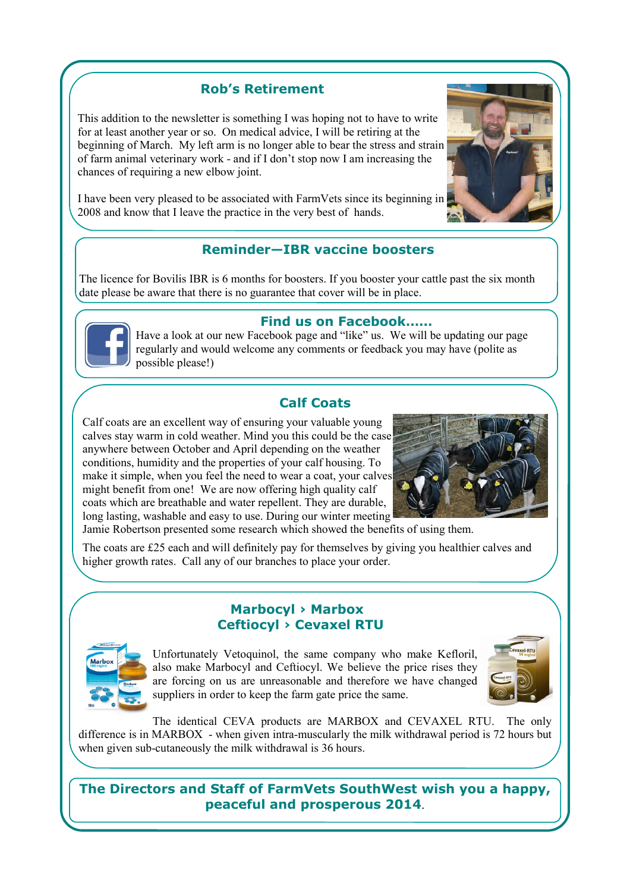## Rob's Retirement

This addition to the newsletter is something I was hoping not to have to write for at least another year or so. On medical advice, I will be retiring at the beginning of March. My left arm is no longer able to bear the stress and strain of farm animal veterinary work - and if I don't stop now I am increasing the chances of requiring a new elbow joint.

I have been very pleased to be associated with FarmVets since its beginning in 2008 and know that I leave the practice in the very best of hands.

## Reminder—IBR vaccine boosters

The licence for Bovilis IBR is 6 months for boosters. If you booster your cattle past the six month date please be aware that there is no guarantee that cover will be in place.

## Find us on Facebook......

Have a look at our new Facebook page and "like" us. We will be updating our page regularly and would welcome any comments or feedback you may have (polite as possible please!)

## Calf Coats

Calf coats are an excellent way of ensuring your valuable young calves stay warm in cold weather. Mind you this could be the case anywhere between October and April depending on the weather conditions, humidity and the properties of your calf housing. To make it simple, when you feel the need to wear a coat, your calves might benefit from one! We are now offering high quality calf coats which are breathable and water repellent. They are durable, long lasting, washable and easy to use. During our winter meeting Jamie Robertson presented some research which showed the benefits of using them.

The coats are £25 each and will definitely pay for themselves by giving you healthier calves and higher growth rates. Call any of our branches to place your order.

## Marbocyl › Marbox
## Ceftiocyl › Cevaxel RTU

Unfortunately Vetoquinol, the same company who make Kefloril, also make Marbocyl and Ceftiocyl. We believe the price rises they are forcing on us are unreasonable and therefore we have changed suppliers in order to keep the farm gate price the same.

The identical CEVA products are MARBOX and CEVAXEL RTU. The only difference is in MARBOX - when given intra-muscularly the milk withdrawal period is 72 hours but when given sub-cutaneously the milk withdrawal is 36 hours.

**The Directors and Staff of FarmVets SouthWest wish you a happy, peaceful and prosperous 2014.**